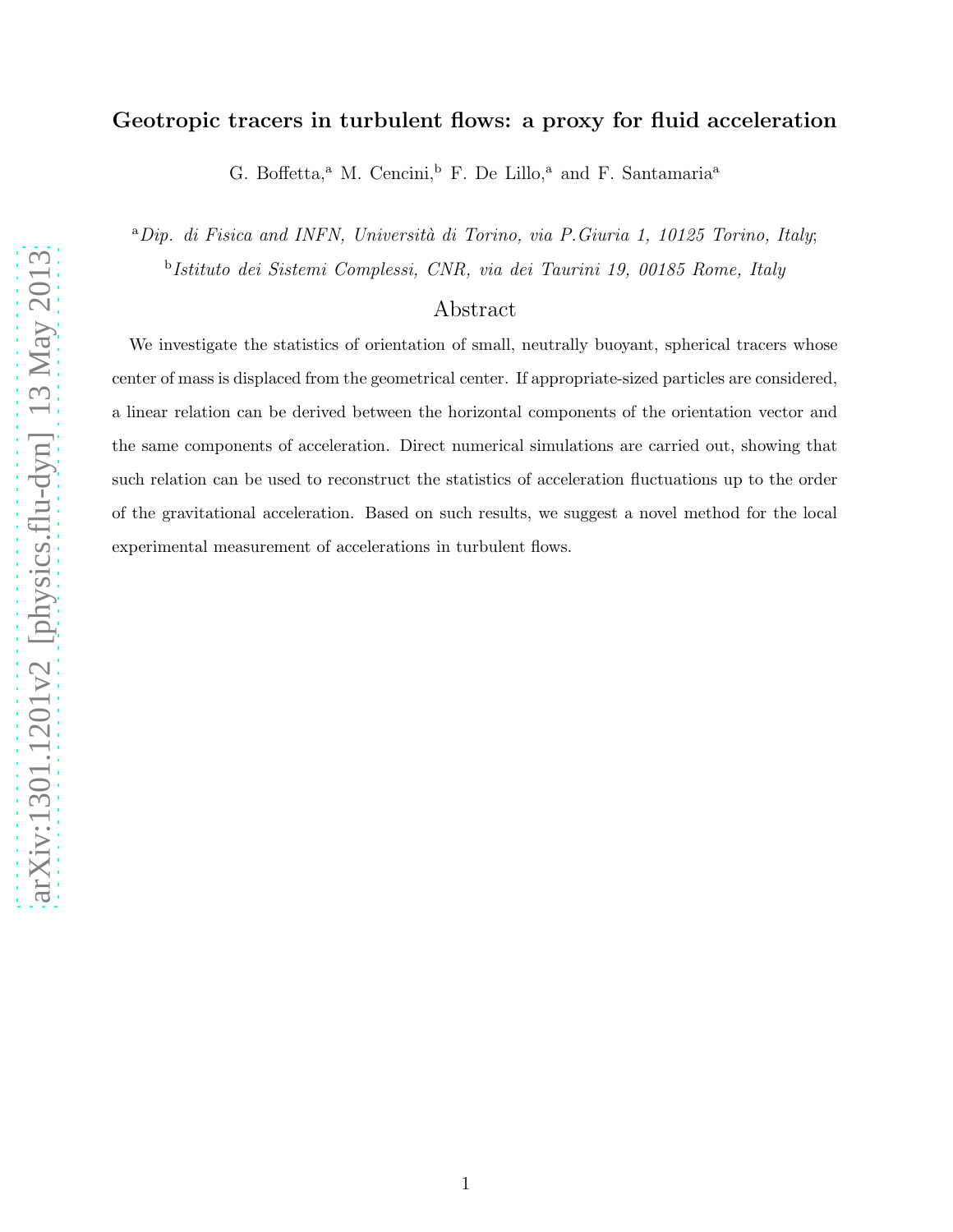# Geotropic tracers in turbulent flows: a proxy for fluid acceleration

G. Boffetta,[a] M. Cencini,[b] F. De Lillo,[a] and F. Santamaria[a]

[a]*Dip. di Fisica and INFN, Università di Torino, via P.Giuria 1, 10125 Torino, Italy*;

[b]*Istituto dei Sistemi Complessi, CNR, via dei Taurini 19, 00185 Rome, Italy*

## Abstract

We investigate the statistics of orientation of small, neutrally buoyant, spherical tracers whose center of mass is displaced from the geometrical center. If appropriate-sized particles are considered, a linear relation can be derived between the horizontal components of the orientation vector and the same components of acceleration. Direct numerical simulations are carried out, showing that such relation can be used to reconstruct the statistics of acceleration fluctuations up to the order of the gravitational acceleration. Based on such results, we suggest a novel method for the local experimental measurement of accelerations in turbulent flows.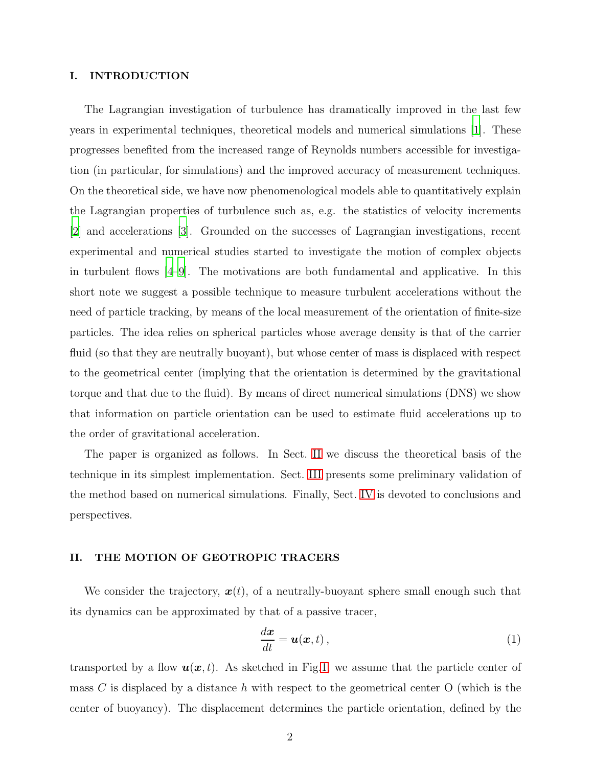## I. INTRODUCTION

The Lagrangian investigation of turbulence has dramatically improved in the last few years in experimental techniques, theoretical models and numerical simulations [1]. These progresses benefited from the increased range of Reynolds numbers accessible for investigation (in particular, for simulations) and the improved accuracy of measurement techniques. On the theoretical side, we have now phenomenological models able to quantitatively explain the Lagrangian properties of turbulence such as, e.g. the statistics of velocity increments [2] and accelerations [3]. Grounded on the successes of Lagrangian investigations, recent experimental and numerical studies started to investigate the motion of complex objects in turbulent flows [4–9]. The motivations are both fundamental and applicative. In this short note we suggest a possible technique to measure turbulent accelerations without the need of particle tracking, by means of the local measurement of the orientation of finite-size particles. The idea relies on spherical particles whose average density is that of the carrier fluid (so that they are neutrally buoyant), but whose center of mass is displaced with respect to the geometrical center (implying that the orientation is determined by the gravitational torque and that due to the fluid). By means of direct numerical simulations (DNS) we show that information on particle orientation can be used to estimate fluid accelerations up to the order of gravitational acceleration.

The paper is organized as follows. In Sect. II we discuss the theoretical basis of the technique in its simplest implementation. Sect. III presents some preliminary validation of the method based on numerical simulations. Finally, Sect. IV is devoted to conclusions and perspectives.

## II. THE MOTION OF GEOTROPIC TRACERS

We consider the trajectory, $\boldsymbol{x}(t)$, of a neutrally-buoyant sphere small enough such that its dynamics can be approximated by that of a passive tracer,

$$\frac{d\boldsymbol{x}}{dt} = \boldsymbol{u}(\boldsymbol{x}, t)\,, \tag{1}$$

transported by a flow $\boldsymbol{u}(\boldsymbol{x}, t)$. As sketched in Fig.1, we assume that the particle center of mass $C$ is displaced by a distance $h$ with respect to the geometrical center O (which is the center of buoyancy). The displacement determines the particle orientation, defined by the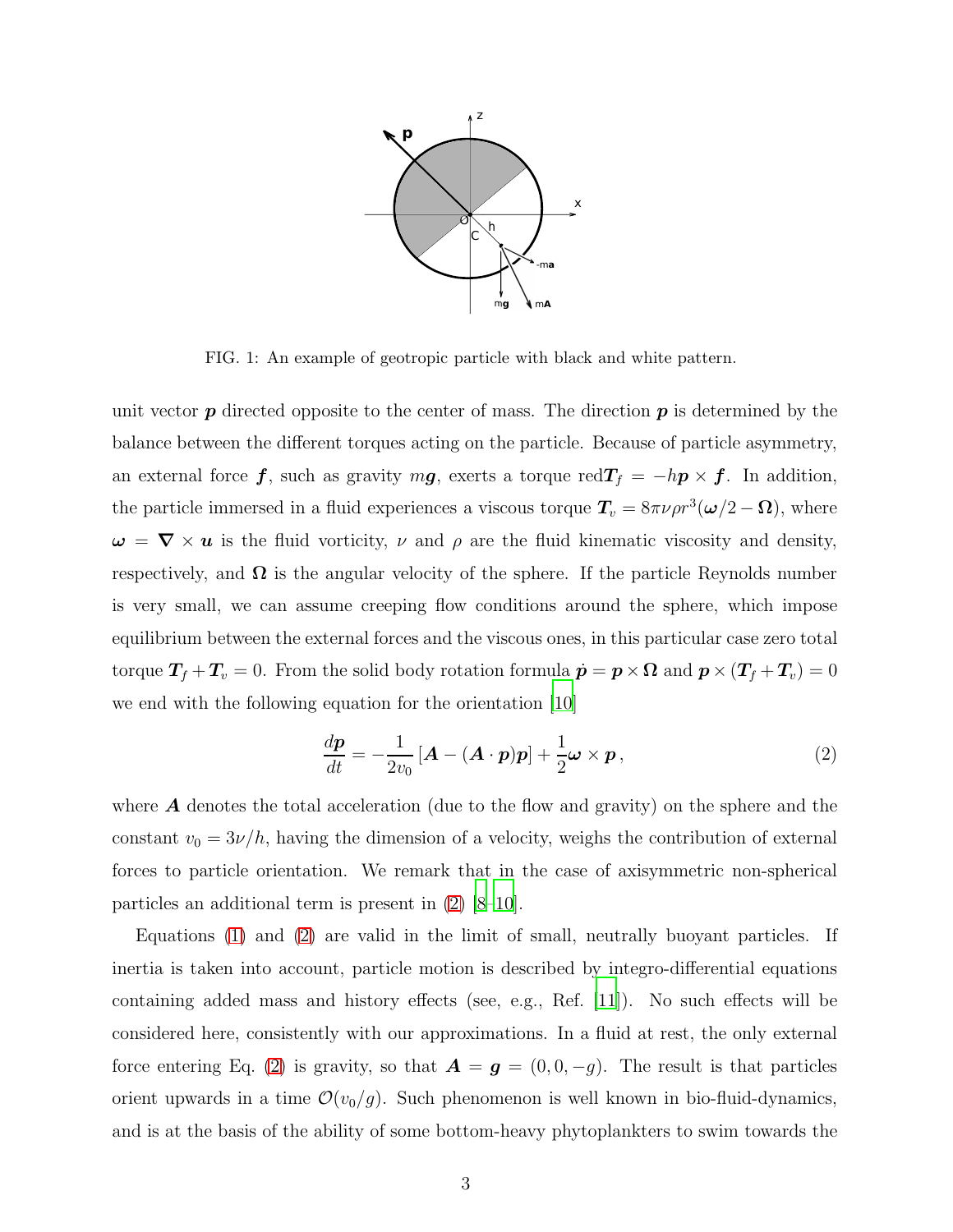FIG. 1: An example of geotropic particle with black and white pattern.

unit vector $\boldsymbol{p}$ directed opposite to the center of mass. The direction $\boldsymbol{p}$ is determined by the balance between the different torques acting on the particle. Because of particle asymmetry, an external force $\boldsymbol{f}$, such as gravity $m\boldsymbol{g}$, exerts a torque red$\boldsymbol{T}_f = -h\boldsymbol{p} \times \boldsymbol{f}$. In addition, the particle immersed in a fluid experiences a viscous torque $\boldsymbol{T}_v = 8\pi\nu\rho r^3(\boldsymbol{\omega}/2 - \boldsymbol{\Omega})$, where $\boldsymbol{\omega} = \boldsymbol{\nabla} \times \boldsymbol{u}$ is the fluid vorticity, $\nu$ and $\rho$ are the fluid kinematic viscosity and density, respectively, and $\boldsymbol{\Omega}$ is the angular velocity of the sphere. If the particle Reynolds number is very small, we can assume creeping flow conditions around the sphere, which impose equilibrium between the external forces and the viscous ones, in this particular case zero total torque $\boldsymbol{T}_f + \boldsymbol{T}_v = 0$. From the solid body rotation formula $\dot{\boldsymbol{p}} = \boldsymbol{p} \times \boldsymbol{\Omega}$ and $\boldsymbol{p} \times (\boldsymbol{T}_f + \boldsymbol{T}_v) = 0$ we end with the following equation for the orientation [10]

$$\frac{d\boldsymbol{p}}{dt} = -\frac{1}{2v_0}\left[\boldsymbol{A} - (\boldsymbol{A} \cdot \boldsymbol{p})\boldsymbol{p}\right] + \frac{1}{2}\boldsymbol{\omega} \times \boldsymbol{p}\,, \tag{2}$$

where $\boldsymbol{A}$ denotes the total acceleration (due to the flow and gravity) on the sphere and the constant $v_0 = 3\nu/h$, having the dimension of a velocity, weighs the contribution of external forces to particle orientation. We remark that in the case of axisymmetric non-spherical particles an additional term is present in (2) [8–10].

Equations (1) and (2) are valid in the limit of small, neutrally buoyant particles. If inertia is taken into account, particle motion is described by integro-differential equations containing added mass and history effects (see, e.g., Ref. [11]). No such effects will be considered here, consistently with our approximations. In a fluid at rest, the only external force entering Eq. (2) is gravity, so that $\boldsymbol{A} = \boldsymbol{g} = (0, 0, -g)$. The result is that particles orient upwards in a time $\mathcal{O}(v_0/g)$. Such phenomenon is well known in bio-fluid-dynamics, and is at the basis of the ability of some bottom-heavy phytoplankters to swim towards the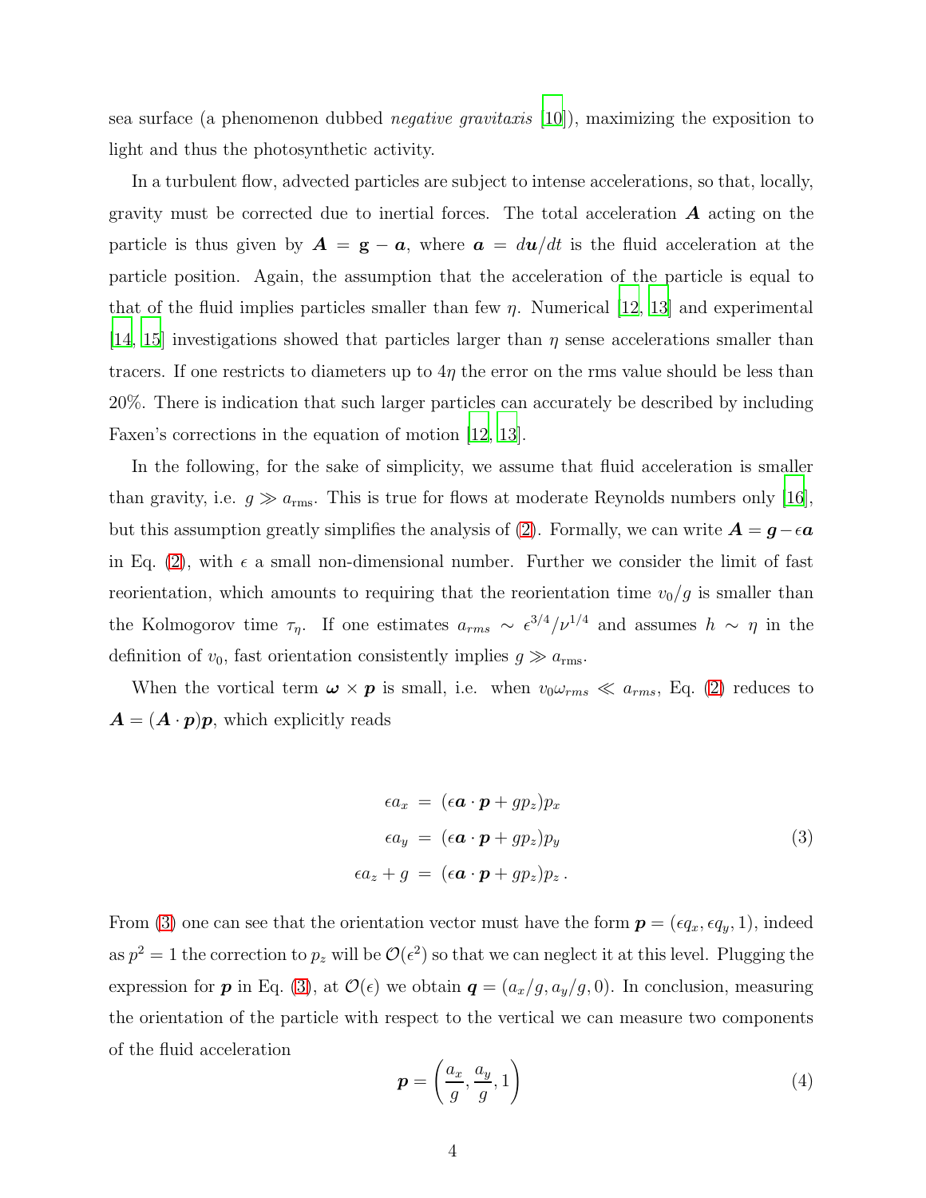sea surface (a phenomenon dubbed *negative gravitaxis* [10]), maximizing the exposition to light and thus the photosynthetic activity.

In a turbulent flow, advected particles are subject to intense accelerations, so that, locally, gravity must be corrected due to inertial forces. The total acceleration $\boldsymbol{A}$ acting on the particle is thus given by $\boldsymbol{A} = \mathbf{g} - \boldsymbol{a}$, where $\boldsymbol{a} = d\boldsymbol{u}/dt$ is the fluid acceleration at the particle position. Again, the assumption that the acceleration of the particle is equal to that of the fluid implies particles smaller than few $\eta$. Numerical [12, 13] and experimental [14, 15] investigations showed that particles larger than $\eta$ sense accelerations smaller than tracers. If one restricts to diameters up to $4\eta$ the error on the rms value should be less than 20%. There is indication that such larger particles can accurately be described by including Faxen's corrections in the equation of motion [12, 13].

In the following, for the sake of simplicity, we assume that fluid acceleration is smaller than gravity, i.e. $g \gg a_{\rm rms}$. This is true for flows at moderate Reynolds numbers only [16], but this assumption greatly simplifies the analysis of (2). Formally, we can write $\boldsymbol{A} = \boldsymbol{g} - \epsilon \boldsymbol{a}$ in Eq. (2), with $\epsilon$ a small non-dimensional number. Further we consider the limit of fast reorientation, which amounts to requiring that the reorientation time $v_0/g$ is smaller than the Kolmogorov time $\tau_\eta$. If one estimates $a_{rms} \sim \epsilon^{3/4}/\nu^{1/4}$ and assumes $h \sim \eta$ in the definition of $v_0$, fast orientation consistently implies $g \gg a_{\rm rms}$.

When the vortical term $\boldsymbol{\omega} \times \boldsymbol{p}$ is small, i.e. when $v_0 \omega_{rms} \ll a_{rms}$, Eq. (2) reduces to $\boldsymbol{A} = (\boldsymbol{A} \cdot \boldsymbol{p})\boldsymbol{p}$, which explicitly reads

$$
\begin{aligned}
\epsilon a_x &= (\epsilon \boldsymbol{a} \cdot \boldsymbol{p} + g p_z) p_x \\
\epsilon a_y &= (\epsilon \boldsymbol{a} \cdot \boldsymbol{p} + g p_z) p_y \\
\epsilon a_z + g &= (\epsilon \boldsymbol{a} \cdot \boldsymbol{p} + g p_z) p_z \, .
\end{aligned}
\tag{3}
$$

From (3) one can see that the orientation vector must have the form $\boldsymbol{p} = (\epsilon q_x, \epsilon q_y, 1)$, indeed as $p^2 = 1$ the correction to $p_z$ will be $\mathcal{O}(\epsilon^2)$ so that we can neglect it at this level. Plugging the expression for $\boldsymbol{p}$ in Eq. (3), at $\mathcal{O}(\epsilon)$ we obtain $\boldsymbol{q} = (a_x/g, a_y/g, 0)$. In conclusion, measuring the orientation of the particle with respect to the vertical we can measure two components of the fluid acceleration

$$
\boldsymbol{p} = \left( \frac{a_x}{g}, \frac{a_y}{g}, 1 \right) \tag{4}
$$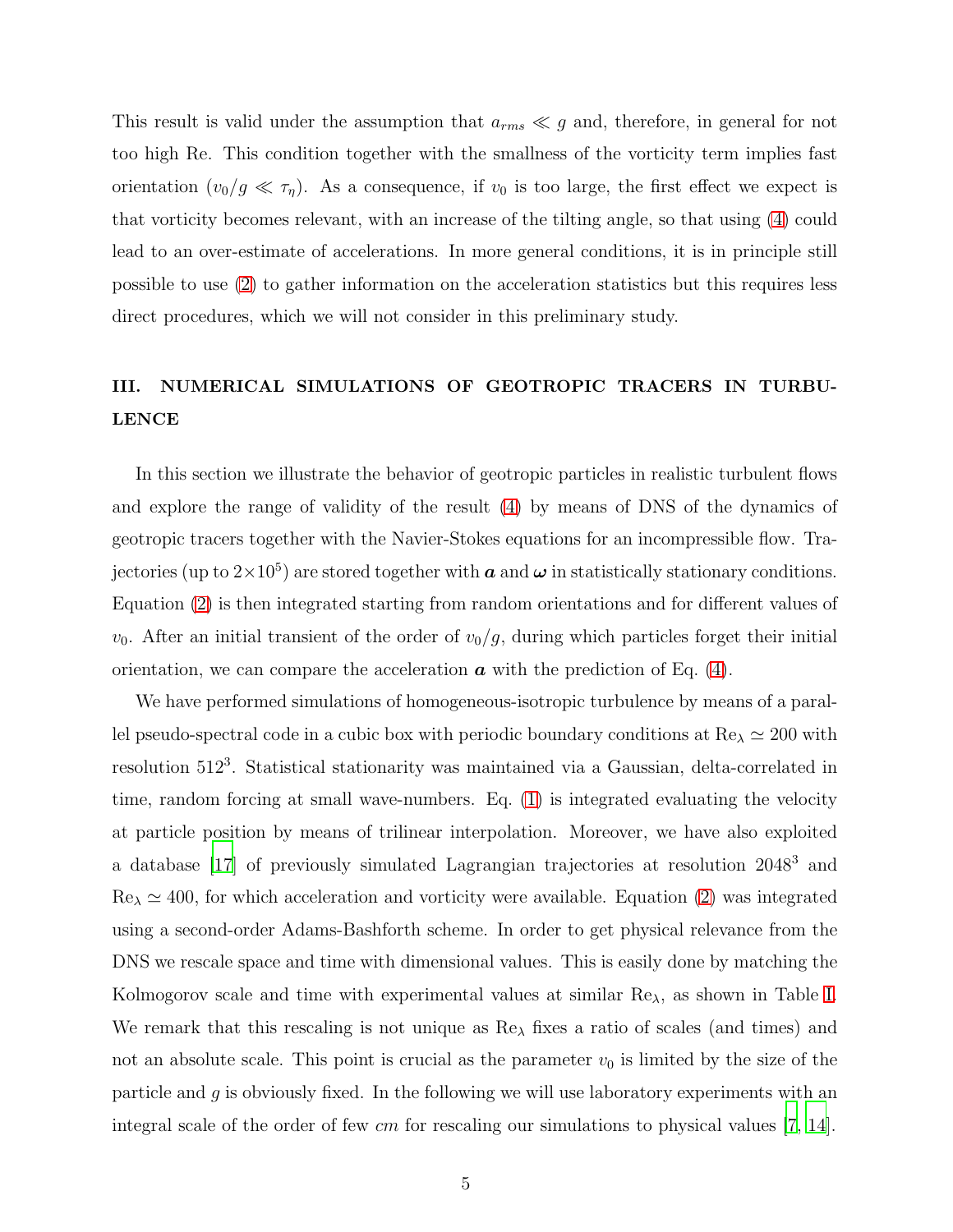This result is valid under the assumption that $a_{rms} \ll g$ and, therefore, in general for not too high Re. This condition together with the smallness of the vorticity term implies fast orientation ($v_0/g \ll \tau_\eta$). As a consequence, if $v_0$ is too large, the first effect we expect is that vorticity becomes relevant, with an increase of the tilting angle, so that using (4) could lead to an over-estimate of accelerations. In more general conditions, it is in principle still possible to use (2) to gather information on the acceleration statistics but this requires less direct procedures, which we will not consider in this preliminary study.

## III. NUMERICAL SIMULATIONS OF GEOTROPIC TRACERS IN TURBULENCE

In this section we illustrate the behavior of geotropic particles in realistic turbulent flows and explore the range of validity of the result (4) by means of DNS of the dynamics of geotropic tracers together with the Navier-Stokes equations for an incompressible flow. Trajectories (up to $2{\times}10^5$) are stored together with $\boldsymbol{a}$ and $\boldsymbol{\omega}$ in statistically stationary conditions. Equation (2) is then integrated starting from random orientations and for different values of $v_0$. After an initial transient of the order of $v_0/g$, during which particles forget their initial orientation, we can compare the acceleration $\boldsymbol{a}$ with the prediction of Eq. (4).

We have performed simulations of homogeneous-isotropic turbulence by means of a parallel pseudo-spectral code in a cubic box with periodic boundary conditions at $\mathrm{Re}_\lambda \simeq 200$ with resolution $512^3$. Statistical stationarity was maintained via a Gaussian, delta-correlated in time, random forcing at small wave-numbers. Eq. (1) is integrated evaluating the velocity at particle position by means of trilinear interpolation. Moreover, we have also exploited a database [17] of previously simulated Lagrangian trajectories at resolution $2048^3$ and $\mathrm{Re}_\lambda \simeq 400$, for which acceleration and vorticity were available. Equation (2) was integrated using a second-order Adams-Bashforth scheme. In order to get physical relevance from the DNS we rescale space and time with dimensional values. This is easily done by matching the Kolmogorov scale and time with experimental values at similar $\mathrm{Re}_\lambda$, as shown in Table I. We remark that this rescaling is not unique as $\mathrm{Re}_\lambda$ fixes a ratio of scales (and times) and not an absolute scale. This point is crucial as the parameter $v_0$ is limited by the size of the particle and $g$ is obviously fixed. In the following we will use laboratory experiments with an integral scale of the order of few *cm* for rescaling our simulations to physical values [7, 14].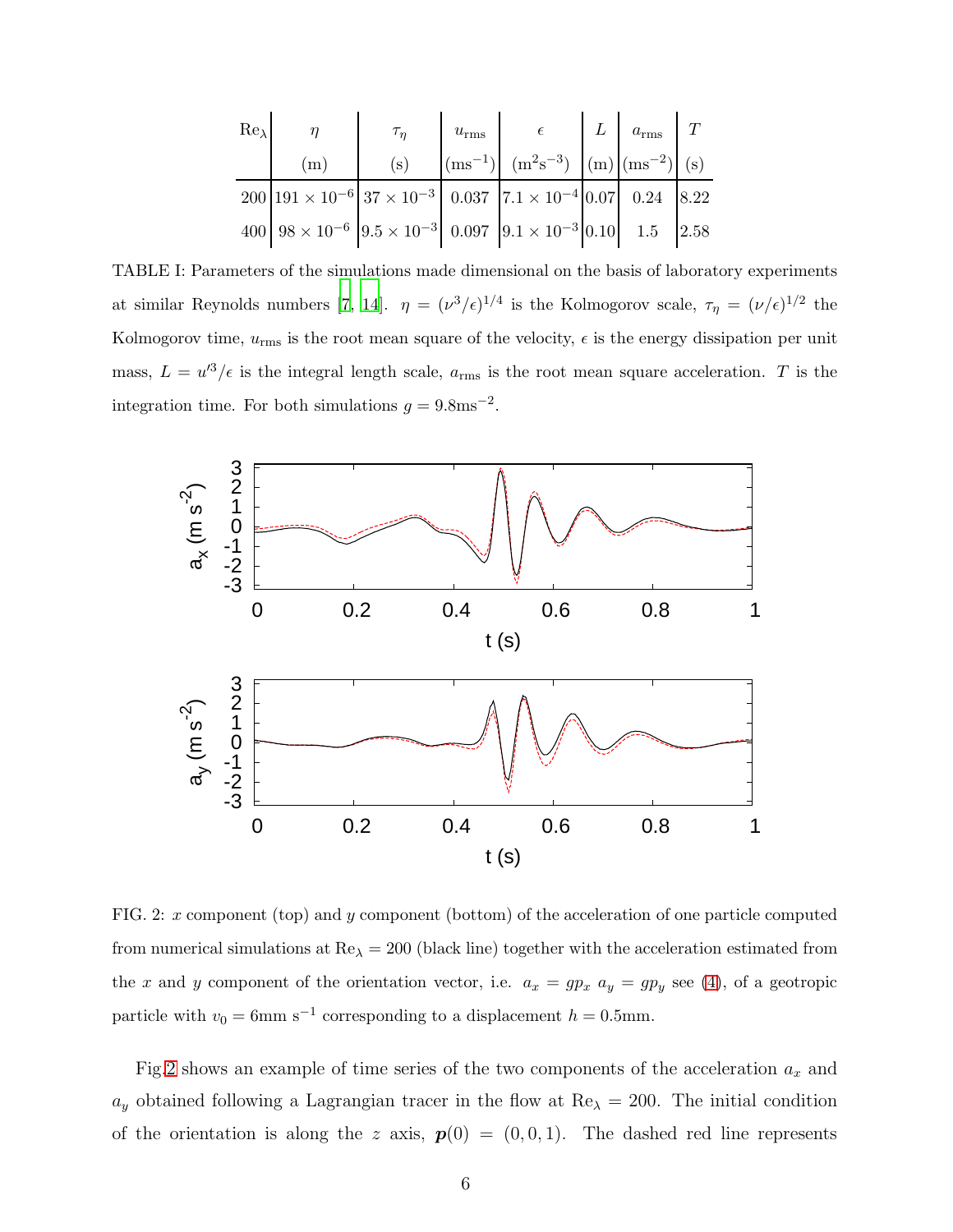| $\mathrm{Re}_\lambda$ | $\eta$ (m) | $\tau_\eta$ (s) | $u_{\mathrm{rms}}$ ($\mathrm{ms}^{-1}$) | $\epsilon$ ($\mathrm{m}^2\mathrm{s}^{-3}$) | $L$ (m) | $a_{\mathrm{rms}}$ ($\mathrm{ms}^{-2}$) | $T$ (s) |
|---|---|---|---|---|---|---|---|
| 200 | $191 \times 10^{-6}$ | $37 \times 10^{-3}$ | 0.037 | $7.1 \times 10^{-4}$ | 0.07 | 0.24 | 8.22 |
| 400 | $98 \times 10^{-6}$ | $9.5 \times 10^{-3}$ | 0.097 | $9.1 \times 10^{-3}$ | 0.10 | 1.5 | 2.58 |

TABLE I: Parameters of the simulations made dimensional on the basis of laboratory experiments at similar Reynolds numbers [7, 14]. $\eta = (\nu^3/\epsilon)^{1/4}$ is the Kolmogorov scale, $\tau_\eta = (\nu/\epsilon)^{1/2}$ the Kolmogorov time, $u_{\mathrm{rms}}$ is the root mean square of the velocity, $\epsilon$ is the energy dissipation per unit mass, $L = u'^3/\epsilon$ is the integral length scale, $a_{\mathrm{rms}}$ is the root mean square acceleration. $T$ is the integration time. For both simulations $g = 9.8\mathrm{ms}^{-2}$.

FIG. 2: $x$ component (top) and $y$ component (bottom) of the acceleration of one particle computed from numerical simulations at $\mathrm{Re}_\lambda = 200$ (black line) together with the acceleration estimated from the $x$ and $y$ component of the orientation vector, i.e. $a_x = gp_x$ $a_y = gp_y$ see (4), of a geotropic particle with $v_0 = 6\mathrm{mm\ s}^{-1}$ corresponding to a displacement $h = 0.5$mm.

Fig.2 shows an example of time series of the two components of the acceleration $a_x$ and $a_y$ obtained following a Lagrangian tracer in the flow at $\mathrm{Re}_\lambda = 200$. The initial condition of the orientation is along the $z$ axis, $\boldsymbol{p}(0) = (0, 0, 1)$. The dashed red line represents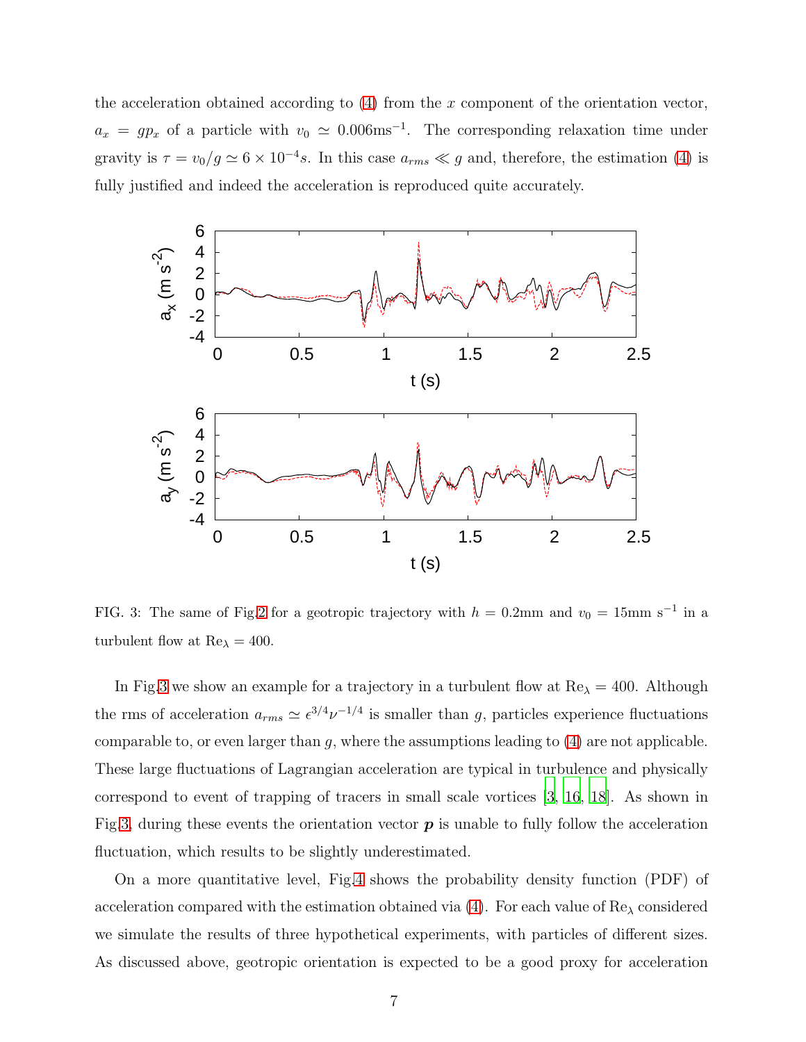the acceleration obtained according to (4) from the $x$ component of the orientation vector, $a_x = g p_x$ of a particle with $v_0 \simeq 0.006 \text{ms}^{-1}$. The corresponding relaxation time under gravity is $\tau = v_0/g \simeq 6 \times 10^{-4} s$. In this case $a_{rms} \ll g$ and, therefore, the estimation (4) is fully justified and indeed the acceleration is reproduced quite accurately.

FIG. 3: The same of Fig.2 for a geotropic trajectory with $h = 0.2$mm and $v_0 = 15 \text{mm s}^{-1}$ in a turbulent flow at $\text{Re}_\lambda = 400$.

In Fig.3 we show an example for a trajectory in a turbulent flow at $\text{Re}_\lambda = 400$. Although the rms of acceleration $a_{rms} \simeq \epsilon^{3/4} \nu^{-1/4}$ is smaller than $g$, particles experience fluctuations comparable to, or even larger than $g$, where the assumptions leading to (4) are not applicable. These large fluctuations of Lagrangian acceleration are typical in turbulence and physically correspond to event of trapping of tracers in small scale vortices [3, 16, 18]. As shown in Fig.3, during these events the orientation vector $\boldsymbol{p}$ is unable to fully follow the acceleration fluctuation, which results to be slightly underestimated.

On a more quantitative level, Fig.4 shows the probability density function (PDF) of acceleration compared with the estimation obtained via (4). For each value of $\text{Re}_\lambda$ considered we simulate the results of three hypothetical experiments, with particles of different sizes. As discussed above, geotropic orientation is expected to be a good proxy for acceleration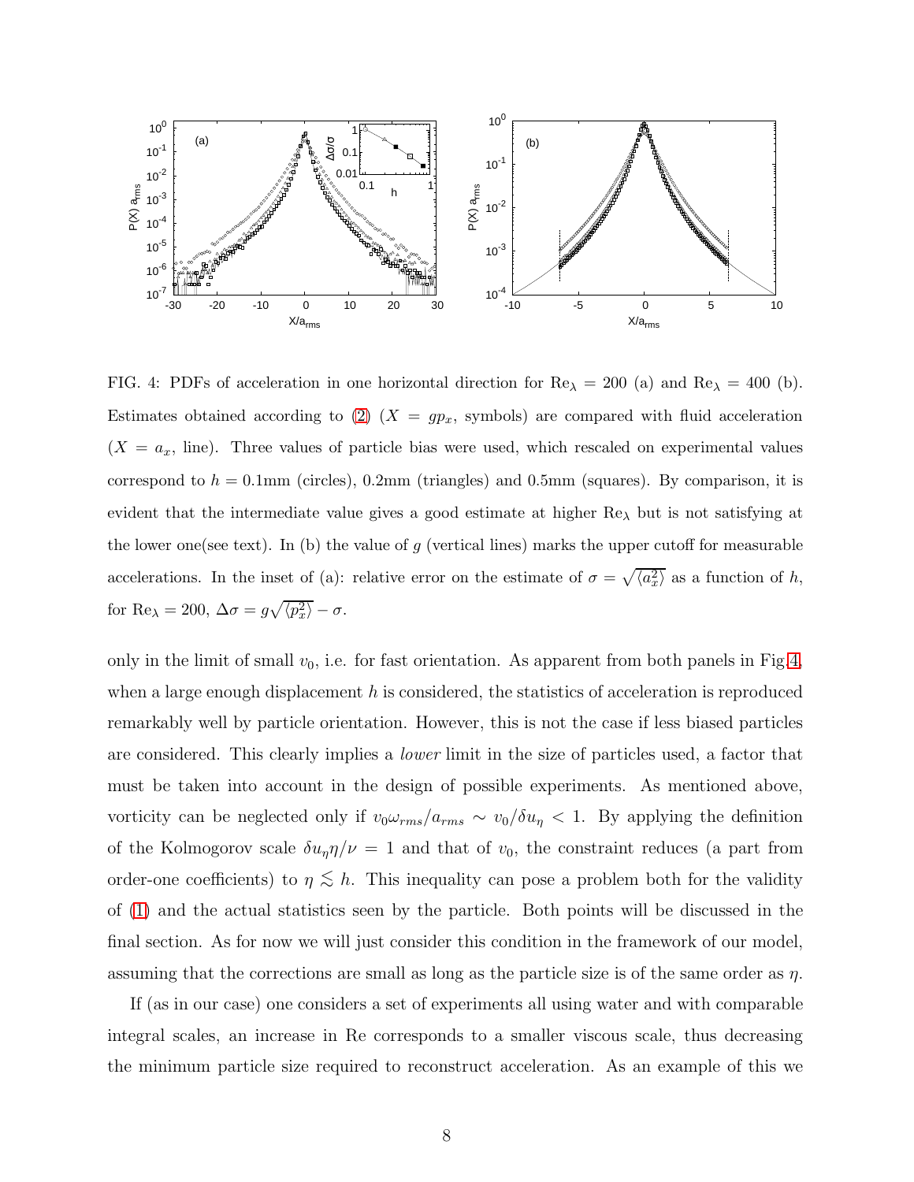FIG. 4: PDFs of acceleration in one horizontal direction for $\mathrm{Re}_\lambda = 200$ (a) and $\mathrm{Re}_\lambda = 400$ (b). Estimates obtained according to (2) ($X = gp_x$, symbols) are compared with fluid acceleration ($X = a_x$, line). Three values of particle bias were used, which rescaled on experimental values correspond to $h = 0.1$mm (circles), 0.2mm (triangles) and 0.5mm (squares). By comparison, it is evident that the intermediate value gives a good estimate at higher $\mathrm{Re}_\lambda$ but is not satisfying at the lower one(see text). In (b) the value of $g$ (vertical lines) marks the upper cutoff for measurable accelerations. In the inset of (a): relative error on the estimate of $\sigma = \sqrt{\langle a_x^2 \rangle}$ as a function of $h$, for $\mathrm{Re}_\lambda = 200$, $\Delta\sigma = g\sqrt{\langle p_x^2 \rangle} - \sigma$.

only in the limit of small $v_0$, i.e. for fast orientation. As apparent from both panels in Fig.4, when a large enough displacement $h$ is considered, the statistics of acceleration is reproduced remarkably well by particle orientation. However, this is not the case if less biased particles are considered. This clearly implies a *lower* limit in the size of particles used, a factor that must be taken into account in the design of possible experiments. As mentioned above, vorticity can be neglected only if $v_0 \omega_{rms}/a_{rms} \sim v_0/\delta u_\eta < 1$. By applying the definition of the Kolmogorov scale $\delta u_\eta \eta/\nu = 1$ and that of $v_0$, the constraint reduces (a part from order-one coefficients) to $\eta \lesssim h$. This inequality can pose a problem both for the validity of (1) and the actual statistics seen by the particle. Both points will be discussed in the final section. As for now we will just consider this condition in the framework of our model, assuming that the corrections are small as long as the particle size is of the same order as $\eta$.

If (as in our case) one considers a set of experiments all using water and with comparable integral scales, an increase in Re corresponds to a smaller viscous scale, thus decreasing the minimum particle size required to reconstruct acceleration. As an example of this we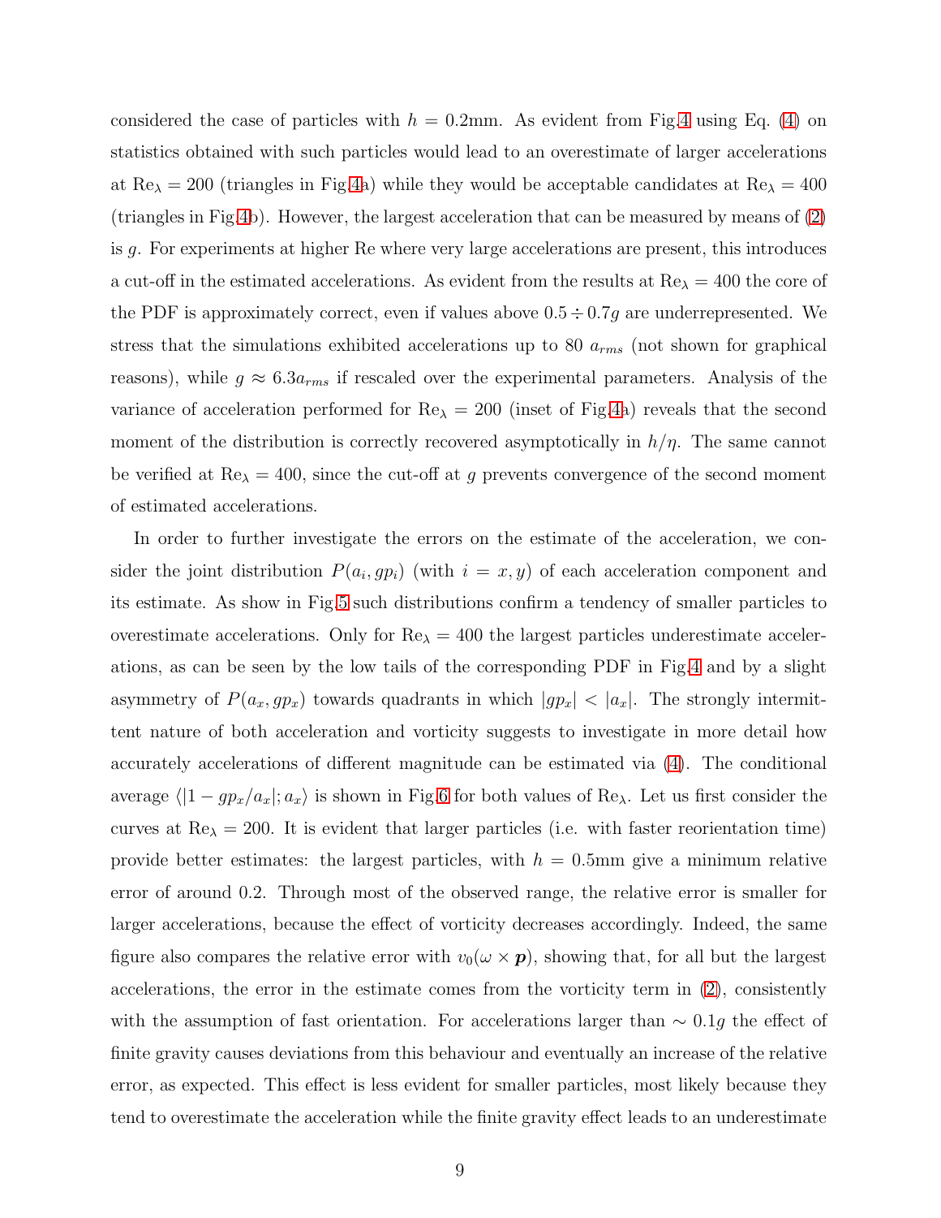considered the case of particles with $h = 0.2$mm. As evident from Fig.4 using Eq. (4) on statistics obtained with such particles would lead to an overestimate of larger accelerations at $\mathrm{Re}_\lambda = 200$ (triangles in Fig.4a) while they would be acceptable candidates at $\mathrm{Re}_\lambda = 400$ (triangles in Fig.4b). However, the largest acceleration that can be measured by means of (2) is $g$. For experiments at higher Re where very large accelerations are present, this introduces a cut-off in the estimated accelerations. As evident from the results at $\mathrm{Re}_\lambda = 400$ the core of the PDF is approximately correct, even if values above $0.5 \div 0.7g$ are underrepresented. We stress that the simulations exhibited accelerations up to 80 $a_{rms}$ (not shown for graphical reasons), while $g \approx 6.3 a_{rms}$ if rescaled over the experimental parameters. Analysis of the variance of acceleration performed for $\mathrm{Re}_\lambda = 200$ (inset of Fig.4a) reveals that the second moment of the distribution is correctly recovered asymptotically in $h/\eta$. The same cannot be verified at $\mathrm{Re}_\lambda = 400$, since the cut-off at $g$ prevents convergence of the second moment of estimated accelerations.

In order to further investigate the errors on the estimate of the acceleration, we consider the joint distribution $P(a_i, gp_i)$ (with $i = x, y$) of each acceleration component and its estimate. As show in Fig.5 such distributions confirm a tendency of smaller particles to overestimate accelerations. Only for $\mathrm{Re}_\lambda = 400$ the largest particles underestimate accelerations, as can be seen by the low tails of the corresponding PDF in Fig.4 and by a slight asymmetry of $P(a_x, gp_x)$ towards quadrants in which $|gp_x| < |a_x|$. The strongly intermittent nature of both acceleration and vorticity suggests to investigate in more detail how accurately accelerations of different magnitude can be estimated via (4). The conditional average $\langle |1 - gp_x/a_x|; a_x \rangle$ is shown in Fig.6 for both values of $\mathrm{Re}_\lambda$. Let us first consider the curves at $\mathrm{Re}_\lambda = 200$. It is evident that larger particles (i.e. with faster reorientation time) provide better estimates: the largest particles, with $h = 0.5$mm give a minimum relative error of around 0.2. Through most of the observed range, the relative error is smaller for larger accelerations, because the effect of vorticity decreases accordingly. Indeed, the same figure also compares the relative error with $v_0(\omega \times \boldsymbol{p})$, showing that, for all but the largest accelerations, the error in the estimate comes from the vorticity term in (2), consistently with the assumption of fast orientation. For accelerations larger than $\sim 0.1g$ the effect of finite gravity causes deviations from this behaviour and eventually an increase of the relative error, as expected. This effect is less evident for smaller particles, most likely because they tend to overestimate the acceleration while the finite gravity effect leads to an underestimate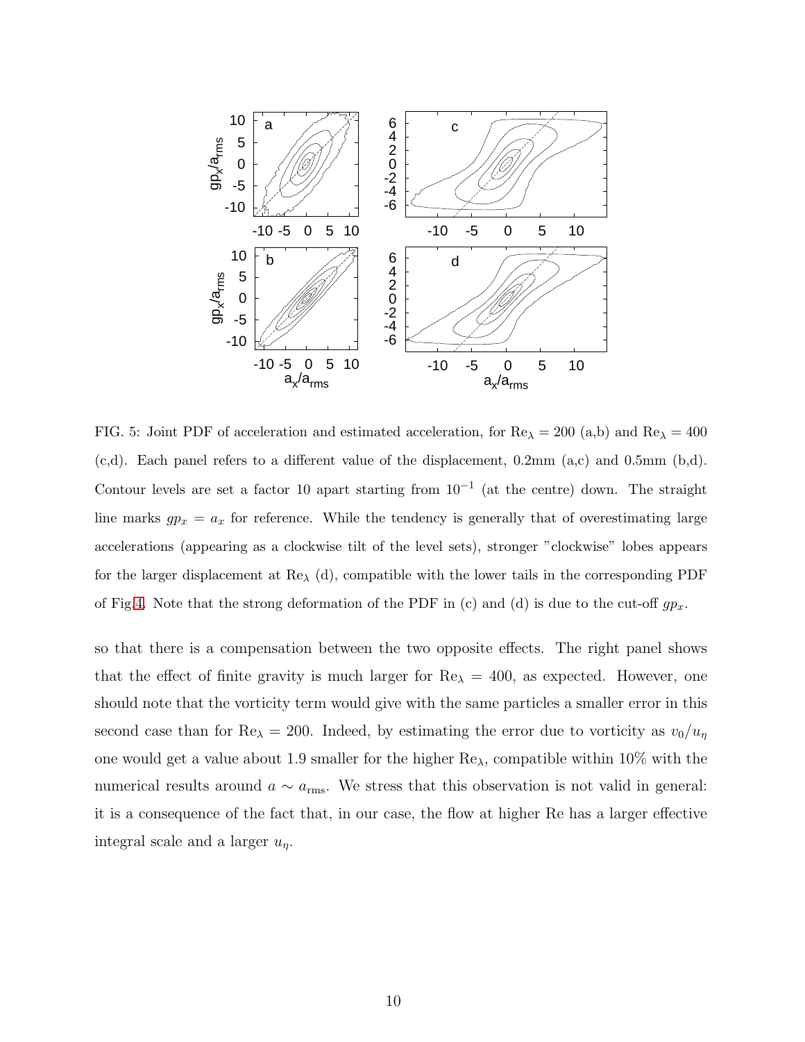FIG. 5: Joint PDF of acceleration and estimated acceleration, for $\mathrm{Re}_\lambda = 200$ (a,b) and $\mathrm{Re}_\lambda = 400$ (c,d). Each panel refers to a different value of the displacement, 0.2mm (a,c) and 0.5mm (b,d). Contour levels are set a factor 10 apart starting from $10^{-1}$ (at the centre) down. The straight line marks $gp_x = a_x$ for reference. While the tendency is generally that of overestimating large accelerations (appearing as a clockwise tilt of the level sets), stronger "clockwise" lobes appears for the larger displacement at $\mathrm{Re}_\lambda$ (d), compatible with the lower tails in the corresponding PDF of Fig.4. Note that the strong deformation of the PDF in (c) and (d) is due to the cut-off $gp_x$.

so that there is a compensation between the two opposite effects. The right panel shows that the effect of finite gravity is much larger for $\mathrm{Re}_\lambda = 400$, as expected. However, one should note that the vorticity term would give with the same particles a smaller error in this second case than for $\mathrm{Re}_\lambda = 200$. Indeed, by estimating the error due to vorticity as $v_0/u_\eta$ one would get a value about 1.9 smaller for the higher $\mathrm{Re}_\lambda$, compatible within 10% with the numerical results around $a \sim a_{\mathrm{rms}}$. We stress that this observation is not valid in general: it is a consequence of the fact that, in our case, the flow at higher Re has a larger effective integral scale and a larger $u_\eta$.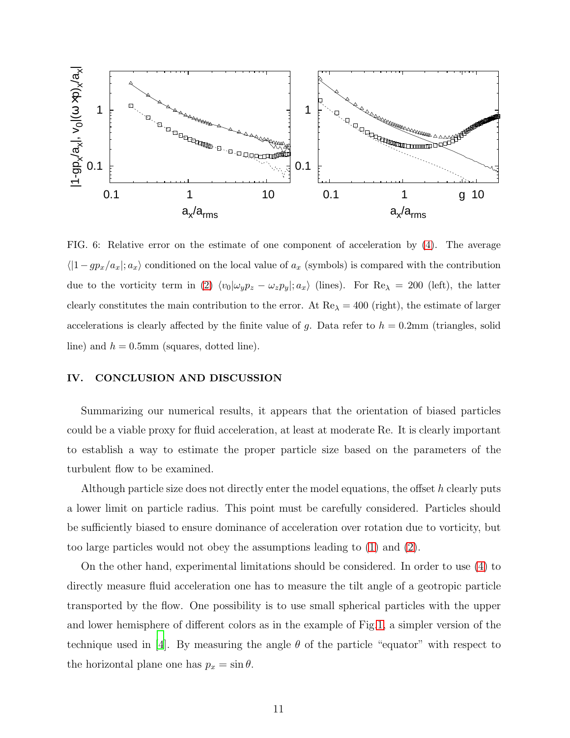FIG. 6: Relative error on the estimate of one component of acceleration by (4). The average $\langle |1 - gp_x/a_x|; a_x \rangle$ conditioned on the local value of $a_x$ (symbols) is compared with the contribution due to the vorticity term in (2) $\langle v_0 |\omega_y p_z - \omega_z p_y|; a_x \rangle$ (lines). For $\mathrm{Re}_\lambda = 200$ (left), the latter clearly constitutes the main contribution to the error. At $\mathrm{Re}_\lambda = 400$ (right), the estimate of larger accelerations is clearly affected by the finite value of $g$. Data refer to $h = 0.2$mm (triangles, solid line) and $h = 0.5$mm (squares, dotted line).

## IV. CONCLUSION AND DISCUSSION

Summarizing our numerical results, it appears that the orientation of biased particles could be a viable proxy for fluid acceleration, at least at moderate Re. It is clearly important to establish a way to estimate the proper particle size based on the parameters of the turbulent flow to be examined.

Although particle size does not directly enter the model equations, the offset $h$ clearly puts a lower limit on particle radius. This point must be carefully considered. Particles should be sufficiently biased to ensure dominance of acceleration over rotation due to vorticity, but too large particles would not obey the assumptions leading to (1) and (2).

On the other hand, experimental limitations should be considered. In order to use (4) to directly measure fluid acceleration one has to measure the tilt angle of a geotropic particle transported by the flow. One possibility is to use small spherical particles with the upper and lower hemisphere of different colors as in the example of Fig.1, a simpler version of the technique used in [4]. By measuring the angle $\theta$ of the particle "equator" with respect to the horizontal plane one has $p_x = \sin\theta$.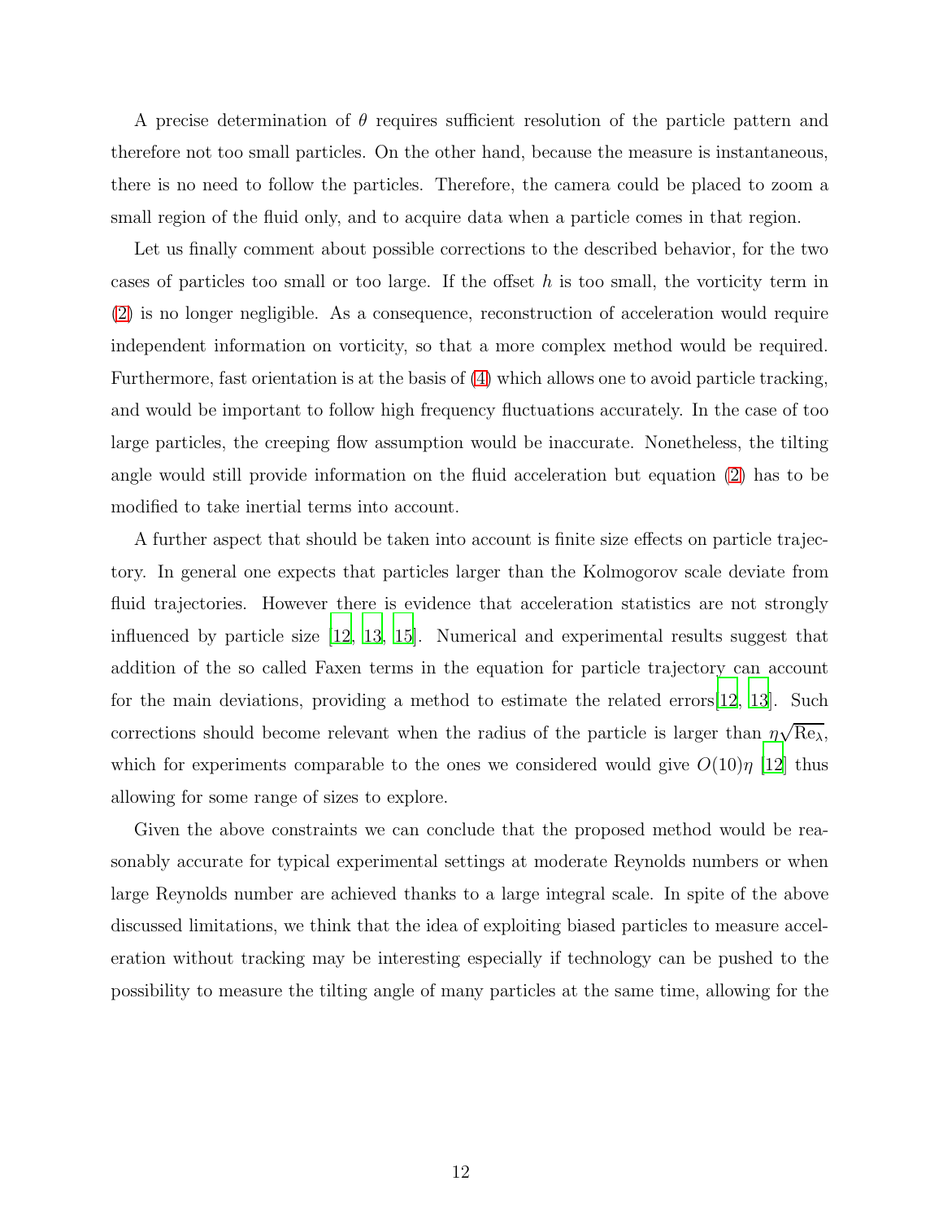A precise determination of $\theta$ requires sufficient resolution of the particle pattern and therefore not too small particles. On the other hand, because the measure is instantaneous, there is no need to follow the particles. Therefore, the camera could be placed to zoom a small region of the fluid only, and to acquire data when a particle comes in that region.

Let us finally comment about possible corrections to the described behavior, for the two cases of particles too small or too large. If the offset $h$ is too small, the vorticity term in (2) is no longer negligible. As a consequence, reconstruction of acceleration would require independent information on vorticity, so that a more complex method would be required. Furthermore, fast orientation is at the basis of (4) which allows one to avoid particle tracking, and would be important to follow high frequency fluctuations accurately. In the case of too large particles, the creeping flow assumption would be inaccurate. Nonetheless, the tilting angle would still provide information on the fluid acceleration but equation (2) has to be modified to take inertial terms into account.

A further aspect that should be taken into account is finite size effects on particle trajectory. In general one expects that particles larger than the Kolmogorov scale deviate from fluid trajectories. However there is evidence that acceleration statistics are not strongly influenced by particle size [12, 13, 15]. Numerical and experimental results suggest that addition of the so called Faxen terms in the equation for particle trajectory can account for the main deviations, providing a method to estimate the related errors[12, 13]. Such corrections should become relevant when the radius of the particle is larger than $\eta\sqrt{\mathrm{Re}_\lambda}$, which for experiments comparable to the ones we considered would give $O(10)\eta$ [12] thus allowing for some range of sizes to explore.

Given the above constraints we can conclude that the proposed method would be reasonably accurate for typical experimental settings at moderate Reynolds numbers or when large Reynolds number are achieved thanks to a large integral scale. In spite of the above discussed limitations, we think that the idea of exploiting biased particles to measure acceleration without tracking may be interesting especially if technology can be pushed to the possibility to measure the tilting angle of many particles at the same time, allowing for the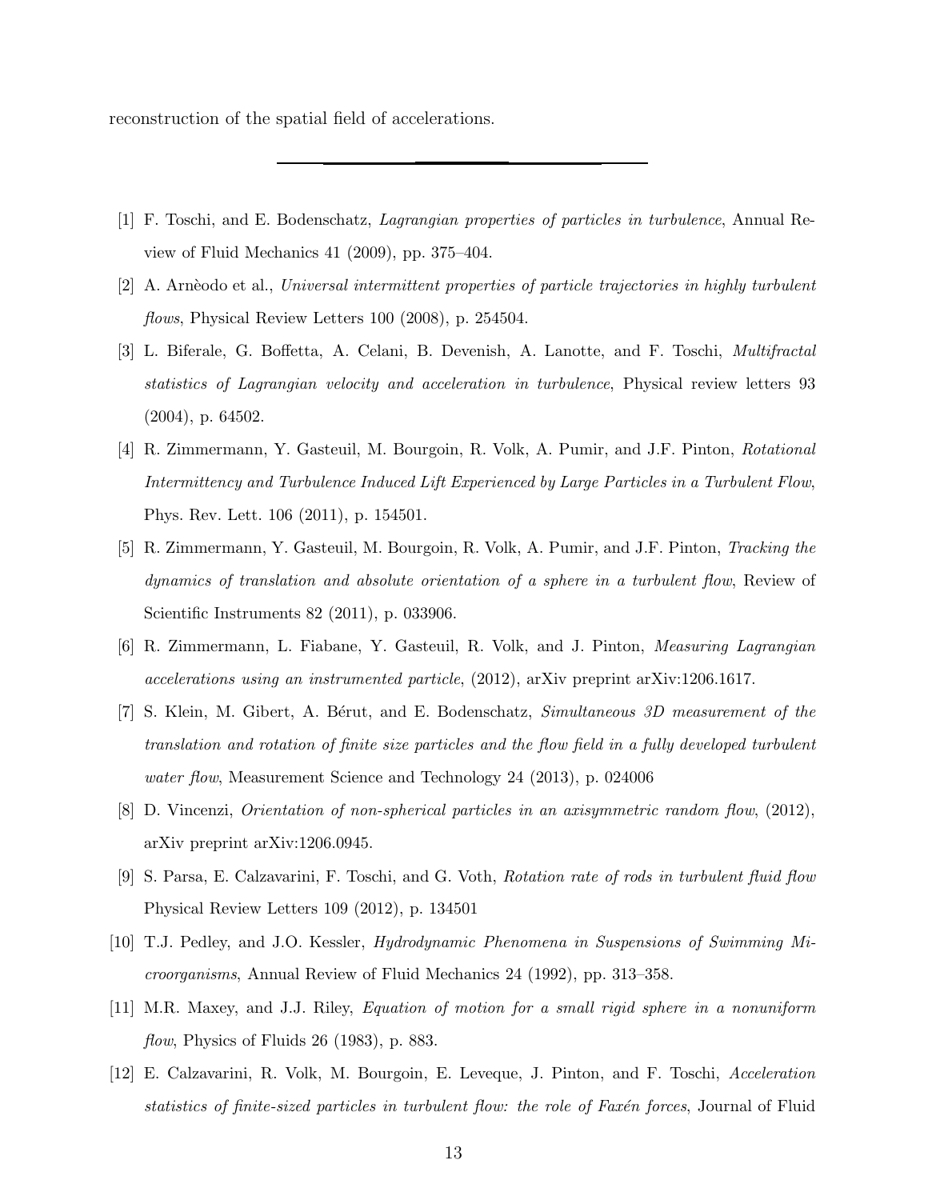reconstruction of the spatial field of accelerations.

---

[1] F. Toschi, and E. Bodenschatz, *Lagrangian properties of particles in turbulence*, Annual Review of Fluid Mechanics 41 (2009), pp. 375–404.

[2] A. Arnèodo et al., *Universal intermittent properties of particle trajectories in highly turbulent flows*, Physical Review Letters 100 (2008), p. 254504.

[3] L. Biferale, G. Boffetta, A. Celani, B. Devenish, A. Lanotte, and F. Toschi, *Multifractal statistics of Lagrangian velocity and acceleration in turbulence*, Physical review letters 93 (2004), p. 64502.

[4] R. Zimmermann, Y. Gasteuil, M. Bourgoin, R. Volk, A. Pumir, and J.F. Pinton, *Rotational Intermittency and Turbulence Induced Lift Experienced by Large Particles in a Turbulent Flow*, Phys. Rev. Lett. 106 (2011), p. 154501.

[5] R. Zimmermann, Y. Gasteuil, M. Bourgoin, R. Volk, A. Pumir, and J.F. Pinton, *Tracking the dynamics of translation and absolute orientation of a sphere in a turbulent flow*, Review of Scientific Instruments 82 (2011), p. 033906.

[6] R. Zimmermann, L. Fiabane, Y. Gasteuil, R. Volk, and J. Pinton, *Measuring Lagrangian accelerations using an instrumented particle*, (2012), arXiv preprint arXiv:1206.1617.

[7] S. Klein, M. Gibert, A. Bérut, and E. Bodenschatz, *Simultaneous 3D measurement of the translation and rotation of finite size particles and the flow field in a fully developed turbulent water flow*, Measurement Science and Technology 24 (2013), p. 024006

[8] D. Vincenzi, *Orientation of non-spherical particles in an axisymmetric random flow*, (2012), arXiv preprint arXiv:1206.0945.

[9] S. Parsa, E. Calzavarini, F. Toschi, and G. Voth, *Rotation rate of rods in turbulent fluid flow* Physical Review Letters 109 (2012), p. 134501

[10] T.J. Pedley, and J.O. Kessler, *Hydrodynamic Phenomena in Suspensions of Swimming Microorganisms*, Annual Review of Fluid Mechanics 24 (1992), pp. 313–358.

[11] M.R. Maxey, and J.J. Riley, *Equation of motion for a small rigid sphere in a nonuniform flow*, Physics of Fluids 26 (1983), p. 883.

[12] E. Calzavarini, R. Volk, M. Bourgoin, E. Leveque, J. Pinton, and F. Toschi, *Acceleration statistics of finite-sized particles in turbulent flow: the role of Faxén forces*, Journal of Fluid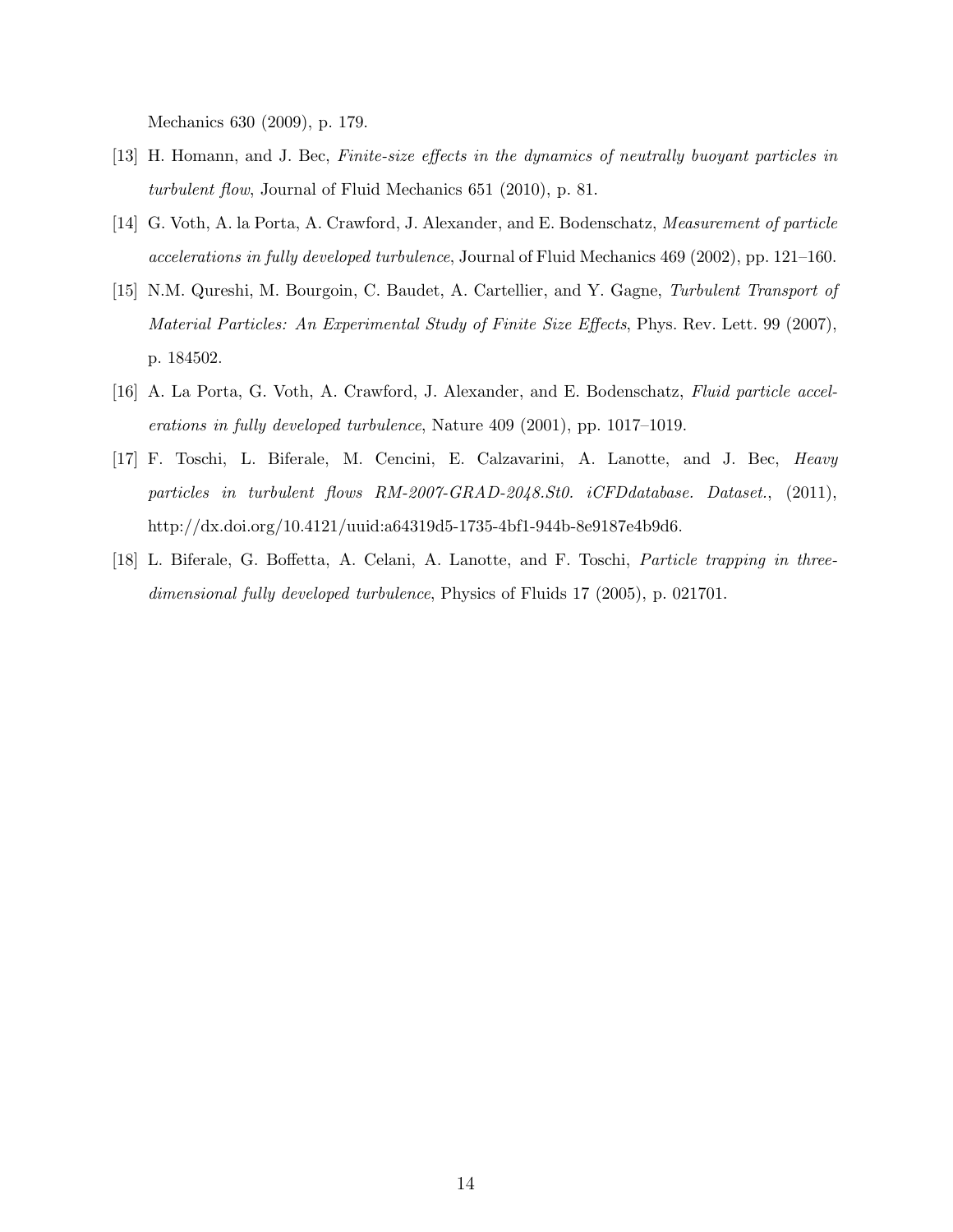Mechanics 630 (2009), p. 179.

[13] H. Homann, and J. Bec, *Finite-size effects in the dynamics of neutrally buoyant particles in turbulent flow*, Journal of Fluid Mechanics 651 (2010), p. 81.

[14] G. Voth, A. la Porta, A. Crawford, J. Alexander, and E. Bodenschatz, *Measurement of particle accelerations in fully developed turbulence*, Journal of Fluid Mechanics 469 (2002), pp. 121–160.

[15] N.M. Qureshi, M. Bourgoin, C. Baudet, A. Cartellier, and Y. Gagne, *Turbulent Transport of Material Particles: An Experimental Study of Finite Size Effects*, Phys. Rev. Lett. 99 (2007), p. 184502.

[16] A. La Porta, G. Voth, A. Crawford, J. Alexander, and E. Bodenschatz, *Fluid particle accelerations in fully developed turbulence*, Nature 409 (2001), pp. 1017–1019.

[17] F. Toschi, L. Biferale, M. Cencini, E. Calzavarini, A. Lanotte, and J. Bec, *Heavy particles in turbulent flows RM-2007-GRAD-2048.St0. iCFDdatabase. Dataset.*, (2011), http://dx.doi.org/10.4121/uuid:a64319d5-1735-4bf1-944b-8e9187e4b9d6.

[18] L. Biferale, G. Boffetta, A. Celani, A. Lanotte, and F. Toschi, *Particle trapping in three-dimensional fully developed turbulence*, Physics of Fluids 17 (2005), p. 021701.